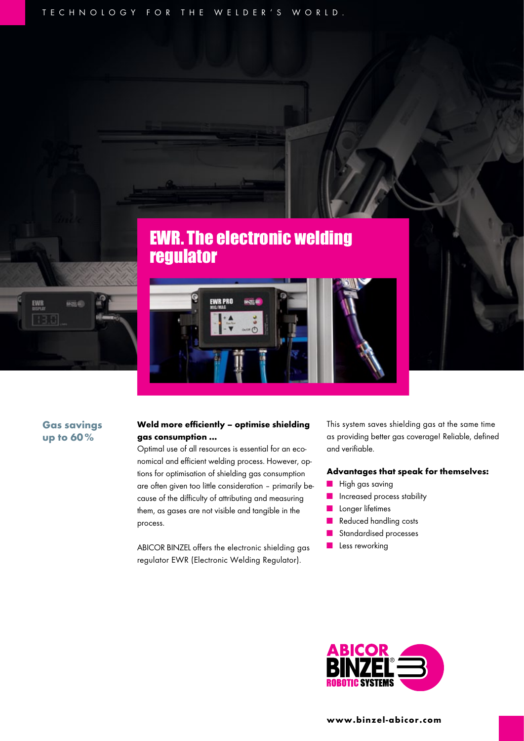TECHNOLOGY FOR THE WELDER'S WORLD.

# EWR. The electronic welding regulator

**Gas savings up to 60 %**

**Weld more efficiently – optimise shielding gas consumption ...**

Optimal use of all resources is essential for an economical and efficient welding process. However, options for optimisation of shielding gas consumption are often given too little consideration – primarily because of the difficulty of attributing and measuring them, as gases are not visible and tangible in the process.

ABICOR BINZEL offers the electronic shielding gas regulator EWR (Electronic Welding Regulator).

This system saves shielding gas at the same time as providing better gas coverage! Reliable, defined and verifiable.

**Advantages that speak for themselves:**

- High gas saving
- Increased process stability
- Longer lifetimes
- Reduced handling costs
- Standardised processes
- Less reworking

ABICOR BINZEL ROBOTIC SYSTEMS

**www.binzel-abicor.com**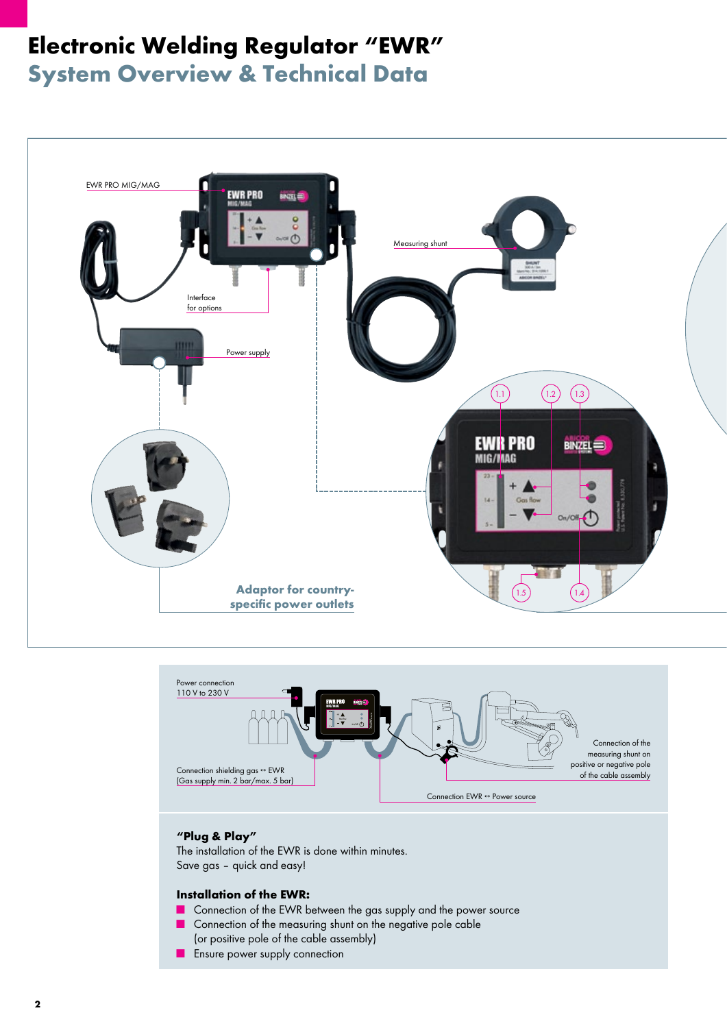# Electronic Welding Regulator "EWR"

## System Overview & Technical Data

EWR PRO MIG/MAG

Measuring shunt

Interface for options

Power supply

Adaptor for country-specific power outlets

1.1 1.2 1.3 1.4 1.5

Power connection 110 V to 230 V

Connection shielding gas ↔ EWR (Gas supply min. 2 bar/max. 5 bar)

Connection EWR ↔ Power source

Connection of the measuring shunt on positive or negative pole of the cable assembly

**"Plug & Play"**
The installation of the EWR is done within minutes.
Save gas – quick and easy!

**Installation of the EWR:**

- Connection of the EWR between the gas supply and the power source
- Connection of the measuring shunt on the negative pole cable (or positive pole of the cable assembly)
- Ensure power supply connection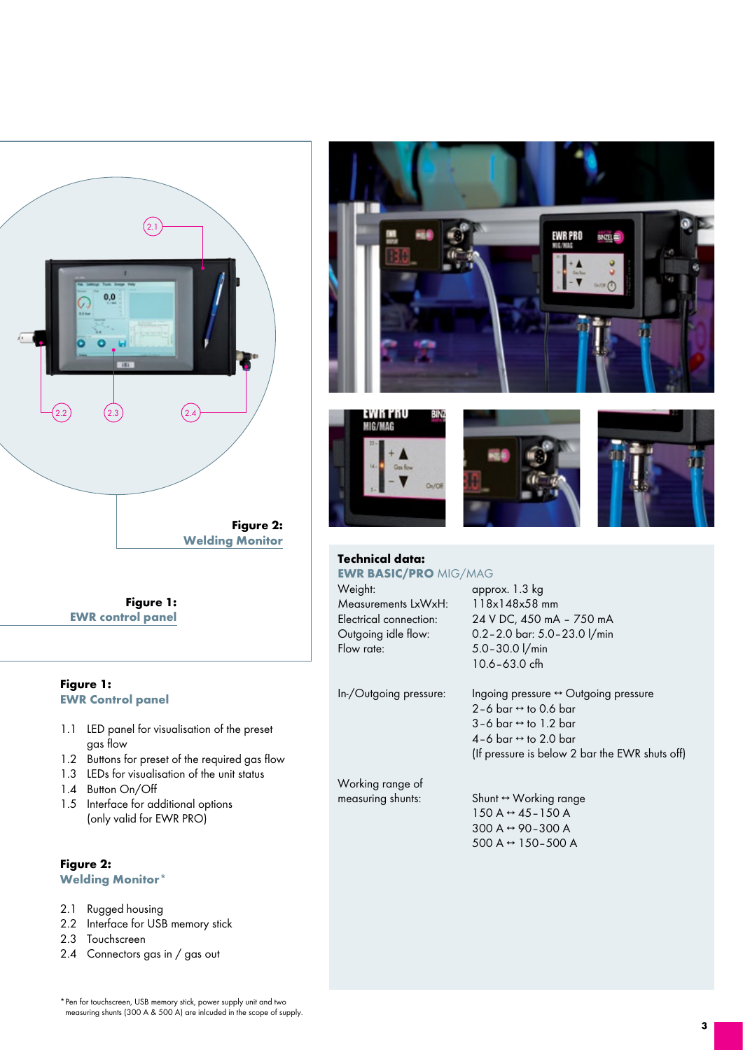Figure 2:
**Welding Monitor**

Figure 1:
**EWR control panel**

**Figure 1:**
**EWR Control panel**

1.1 LED panel for visualisation of the preset gas flow
1.2 Buttons for preset of the required gas flow
1.3 LEDs for visualisation of the unit status
1.4 Button On/Off
1.5 Interface for additional options (only valid for EWR PRO)

**Figure 2:**
**Welding Monitor***

2.1 Rugged housing
2.2 Interface for USB memory stick
2.3 Touchscreen
2.4 Connectors gas in / gas out

**Technical data:**
**EWR BASIC/PRO** MIG/MAG

| | |
|---|---|
| Weight: | approx. 1.3 kg |
| Measurements LxWxH: | 118x148x58 mm |
| Electrical connection: | 24 V DC, 450 mA – 750 mA |
| Outgoing idle flow: | 0.2–2.0 bar: 5.0–23.0 l/min |
| Flow rate: | 5.0–30.0 l/min<br>10.6–63.0 cfh |
| In-/Outgoing pressure: | Ingoing pressure ↔ Outgoing pressure<br>2–6 bar ↔ to 0.6 bar<br>3–6 bar ↔ to 1.2 bar<br>4–6 bar ↔ to 2.0 bar<br>(If pressure is below 2 bar the EWR shuts off) |
| Working range of measuring shunts: | Shunt ↔ Working range<br>150 A ↔ 45–150 A<br>300 A ↔ 90–300 A<br>500 A ↔ 150–500 A |

*Pen for touchscreen, USB memory stick, power supply unit and two measuring shunts (300 A & 500 A) are inlcuded in the scope of supply.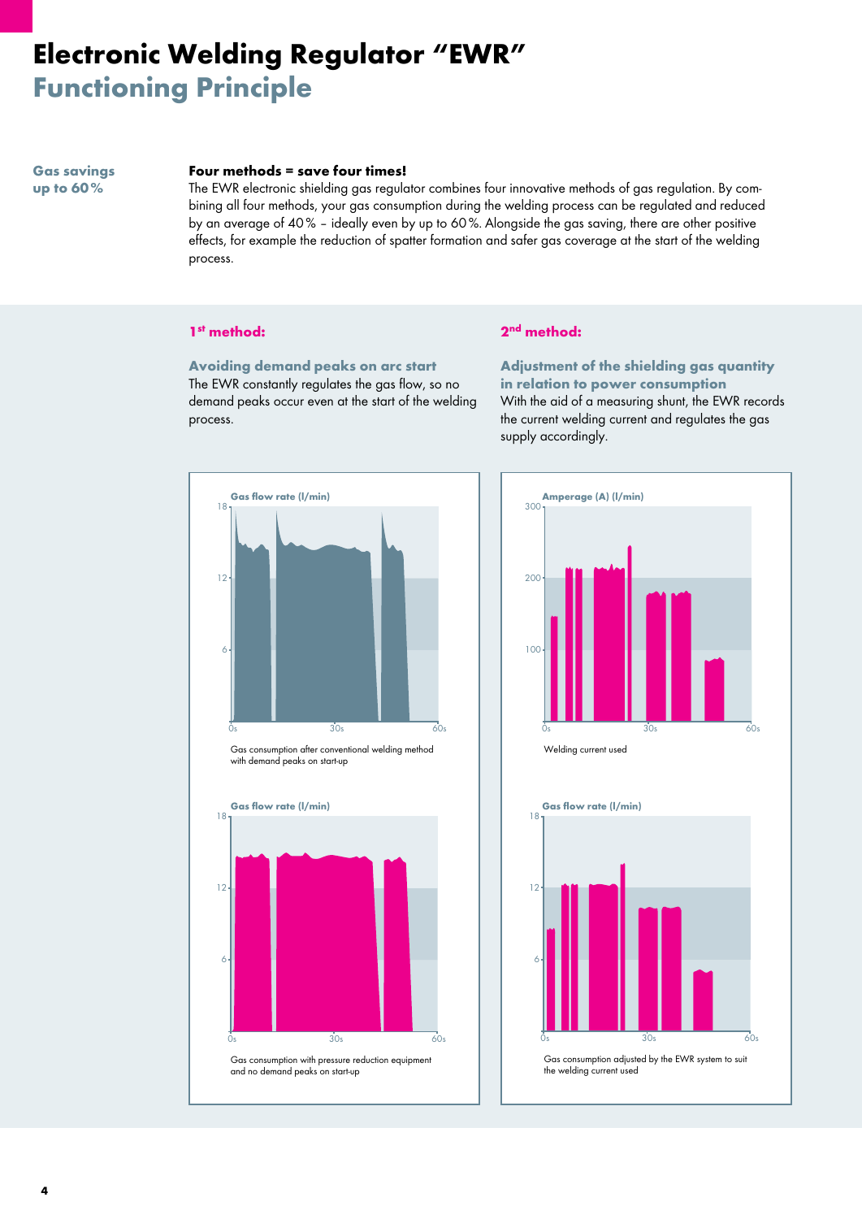# Electronic Welding Regulator "EWR"

## Functioning Principle

**Gas savings up to 60%**

**Four methods = save four times!**
The EWR electronic shielding gas regulator combines four innovative methods of gas regulation. By combining all four methods, your gas consumption during the welding process can be regulated and reduced by an average of 40% – ideally even by up to 60%. Alongside the gas saving, there are other positive effects, for example the reduction of spatter formation and safer gas coverage at the start of the welding process.

### 1st method:

**Avoiding demand peaks on arc start**
The EWR constantly regulates the gas flow, so no demand peaks occur even at the start of the welding process.

Gas flow rate (l/min)

Gas consumption after conventional welding method with demand peaks on start-up

Gas flow rate (l/min)

Gas consumption with pressure reduction equipment and no demand peaks on start-up

### 2nd method:

**Adjustment of the shielding gas quantity in relation to power consumption**
With the aid of a measuring shunt, the EWR records the current welding current and regulates the gas supply accordingly.

Amperage (A) (l/min)

Welding current used

Gas flow rate (l/min)

Gas consumption adjusted by the EWR system to suit the welding current used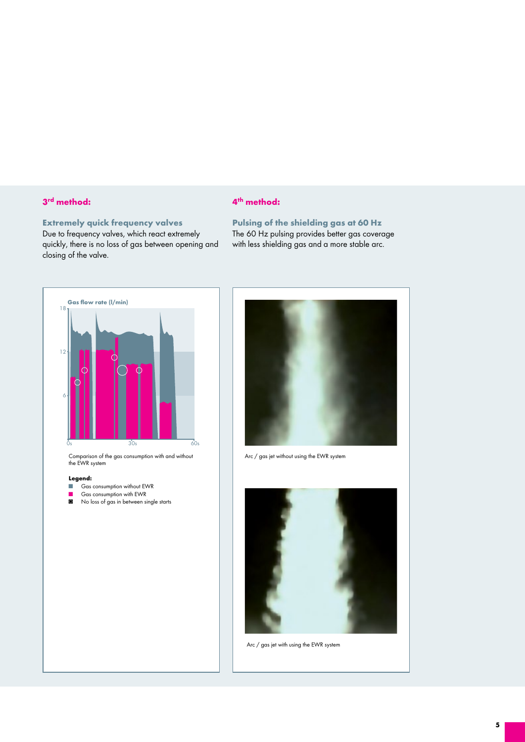## 3rd method:

### Extremely quick frequency valves

Due to frequency valves, which react extremely quickly, there is no loss of gas between opening and closing of the valve.

## 4th method:

### Pulsing of the shielding gas at 60 Hz

The 60 Hz pulsing provides better gas coverage with less shielding gas and a more stable arc.

Comparison of the gas consumption with and without the EWR system

**Legend:**

- Gas consumption without EWR
- Gas consumption with EWR
- No loss of gas in between single starts

Arc / gas jet without using the EWR system

Arc / gas jet with using the EWR system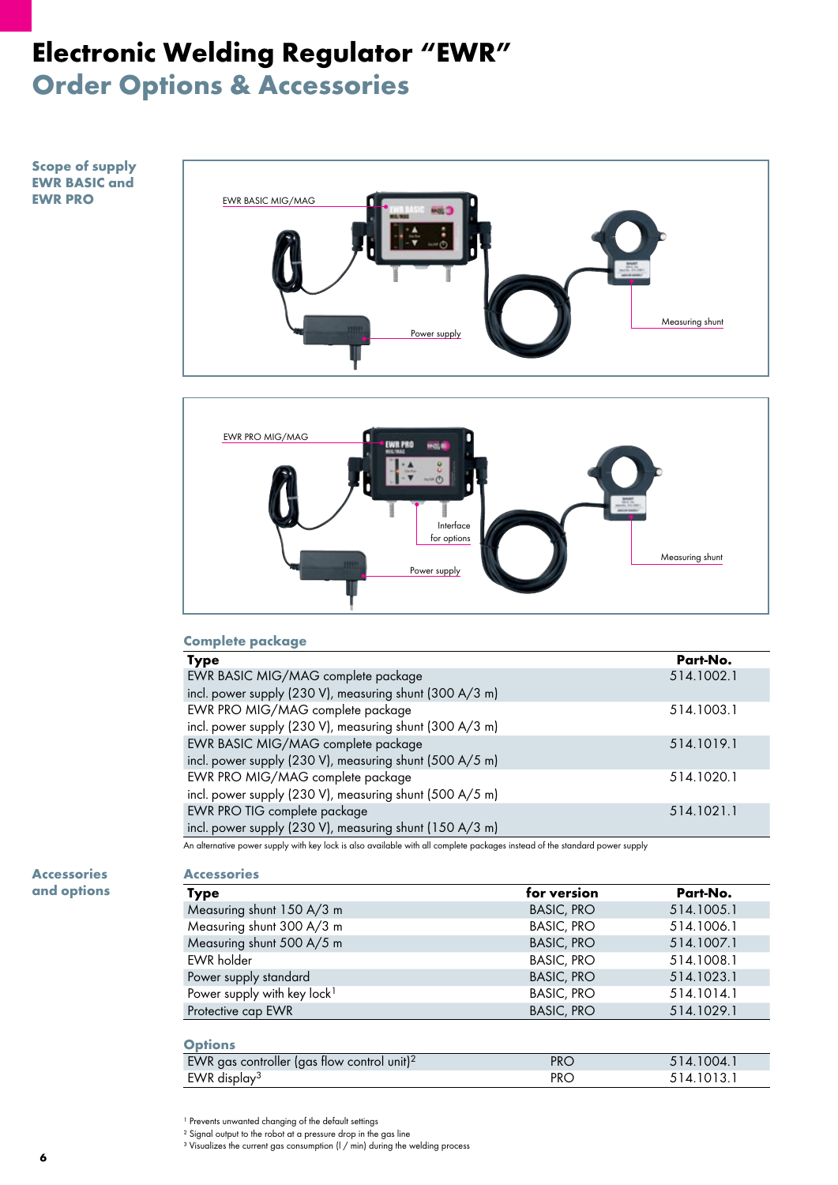# Electronic Welding Regulator "EWR"
## Order Options & Accessories

### Scope of supply EWR BASIC and EWR PRO

EWR BASIC MIG/MAG

Power supply

Measuring shunt

EWR PRO MIG/MAG

Interface for options

Power supply

Measuring shunt

#### Complete package

| Type | Part-No. |
|---|---|
| EWR BASIC MIG/MAG complete package<br>incl. power supply (230 V), measuring shunt (300 A/3 m) | 514.1002.1 |
| EWR PRO MIG/MAG complete package<br>incl. power supply (230 V), measuring shunt (300 A/3 m) | 514.1003.1 |
| EWR BASIC MIG/MAG complete package<br>incl. power supply (230 V), measuring shunt (500 A/5 m) | 514.1019.1 |
| EWR PRO MIG/MAG complete package<br>incl. power supply (230 V), measuring shunt (500 A/5 m) | 514.1020.1 |
| EWR PRO TIG complete package<br>incl. power supply (230 V), measuring shunt (150 A/3 m) | 514.1021.1 |

An alternative power supply with key lock is also available with all complete packages instead of the standard power supply

### Accessories and options

#### Accessories

| Type | for version | Part-No. |
|---|---|---|
| Measuring shunt 150 A/3 m | BASIC, PRO | 514.1005.1 |
| Measuring shunt 300 A/3 m | BASIC, PRO | 514.1006.1 |
| Measuring shunt 500 A/5 m | BASIC, PRO | 514.1007.1 |
| EWR holder | BASIC, PRO | 514.1008.1 |
| Power supply standard | BASIC, PRO | 514.1023.1 |
| Power supply with key lock[1] | BASIC, PRO | 514.1014.1 |
| Protective cap EWR | BASIC, PRO | 514.1029.1 |

#### Options

| Type | for version | Part-No. |
|---|---|---|
| EWR gas controller (gas flow control unit)[2] | PRO | 514.1004.1 |
| EWR display[3] | PRO | 514.1013.1 |

[1] Prevents unwanted changing of the default settings

[2] Signal output to the robot at a pressure drop in the gas line

[3] Visualizes the current gas consumption (l / min) during the welding process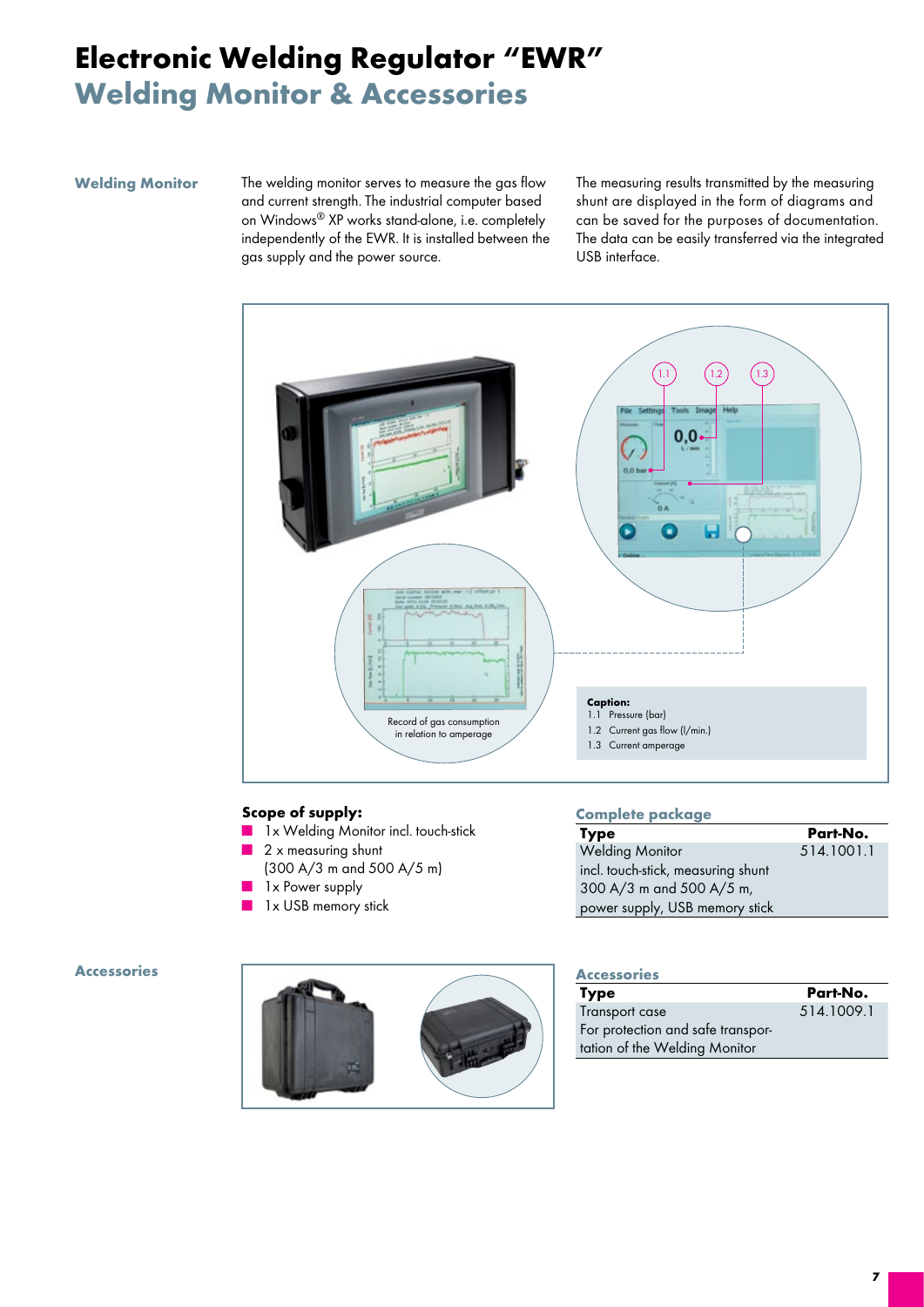# Electronic Welding Regulator "EWR"

## Welding Monitor & Accessories

### Welding Monitor

The welding monitor serves to measure the gas flow and current strength. The industrial computer based on Windows® XP works stand-alone, i.e. completely independently of the EWR. It is installed between the gas supply and the power source.

The measuring results transmitted by the measuring shunt are displayed in the form of diagrams and can be saved for the purposes of documentation. The data can be easily transferred via the integrated USB interface.

Record of gas consumption in relation to amperage

**Caption:**
1.1 Pressure (bar)
1.2 Current gas flow (l/min.)
1.3 Current amperage

**Scope of supply:**

- 1x Welding Monitor incl. touch-stick
- 2 x measuring shunt (300 A/3 m and 500 A/5 m)
- 1x Power supply
- 1x USB memory stick

**Complete package**

| Type | Part-No. |
|---|---|
| Welding Monitor incl. touch-stick, measuring shunt 300 A/3 m and 500 A/5 m, power supply, USB memory stick | 514.1001.1 |

### Accessories

**Accessories**

| Type | Part-No. |
|---|---|
| Transport case For protection and safe transportation of the Welding Monitor | 514.1009.1 |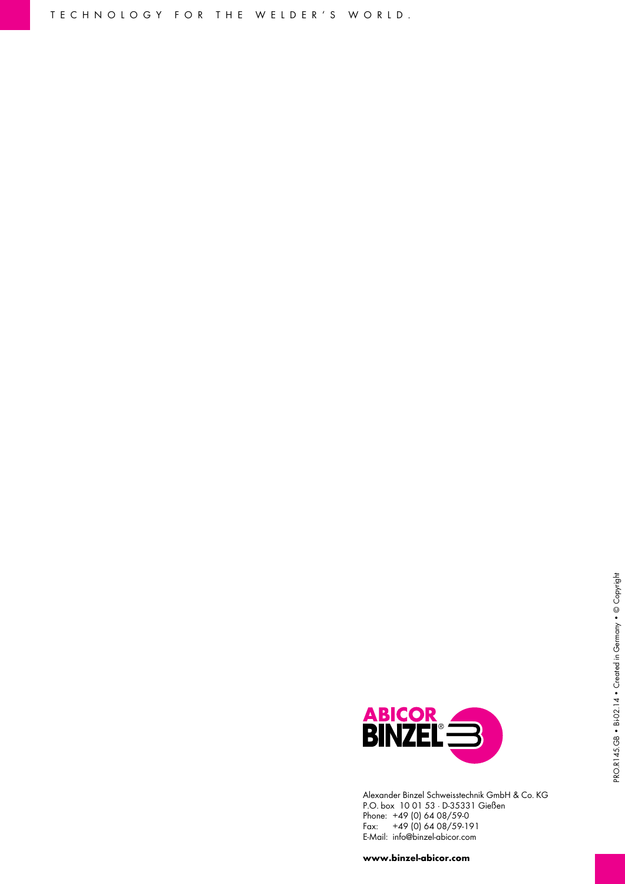TECHNOLOGY FOR THE WELDER'S WORLD.

ABICOR BINZEL®

Alexander Binzel Schweisstechnik GmbH & Co. KG
P.O. box 10 01 53 · D-35331 Gießen
Phone: +49 (0) 64 08/59-0
Fax: +49 (0) 64 08/59-191
E-Mail: info@binzel-abicor.com

**www.binzel-abicor.com**

PRO.R145.GB • Bi:02.14 • Created in Germany • © Copyright